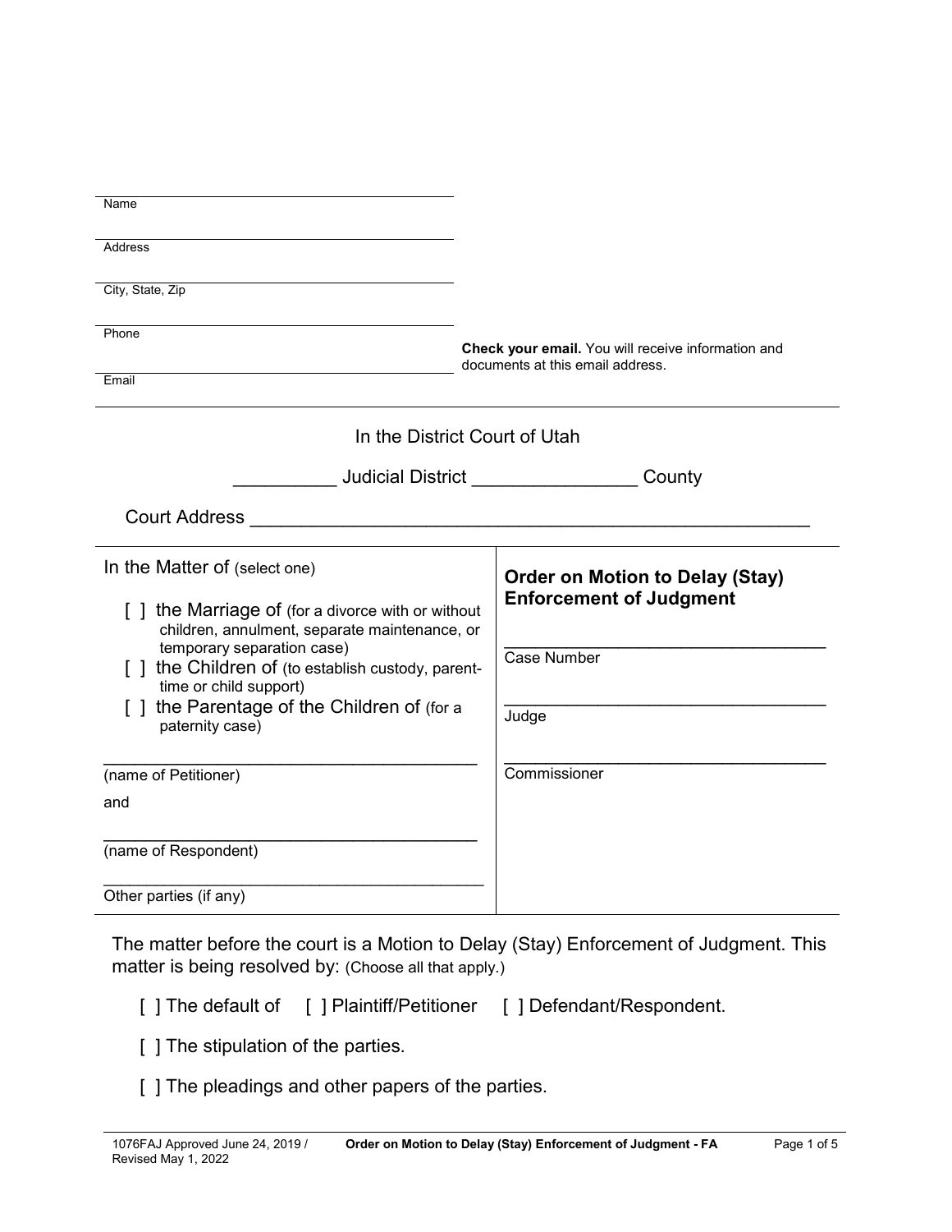Name

Address

City, State, Zip

Phone

Email

**Check your email.** You will receive information and documents at this email address.

In the District Court of Utah

__________ Judicial District ________________ County

Court Address ______________________________________________________

In the Matter of (select one)

[ ] the Marriage of (for a divorce with or without children, annulment, separate maintenance, or temporary separation case)
[ ] the Children of (to establish custody, parent-time or child support)
[ ] the Parentage of the Children of (for a paternity case)

________________________________________
(name of Petitioner)

and

________________________________________
(name of Respondent)

________________________________________
Other parties (if any)

**Order on Motion to Delay (Stay) Enforcement of Judgment**

________________________________
Case Number

________________________________
Judge

________________________________
Commissioner

The matter before the court is a Motion to Delay (Stay) Enforcement of Judgment. This matter is being resolved by: (Choose all that apply.)

[ ] The default of [ ] Plaintiff/Petitioner [ ] Defendant/Respondent.

[ ] The stipulation of the parties.

[ ] The pleadings and other papers of the parties.

1076FAJ Approved June 24, 2019 / Revised May 1, 2022 — Order on Motion to Delay (Stay) Enforcement of Judgment - FA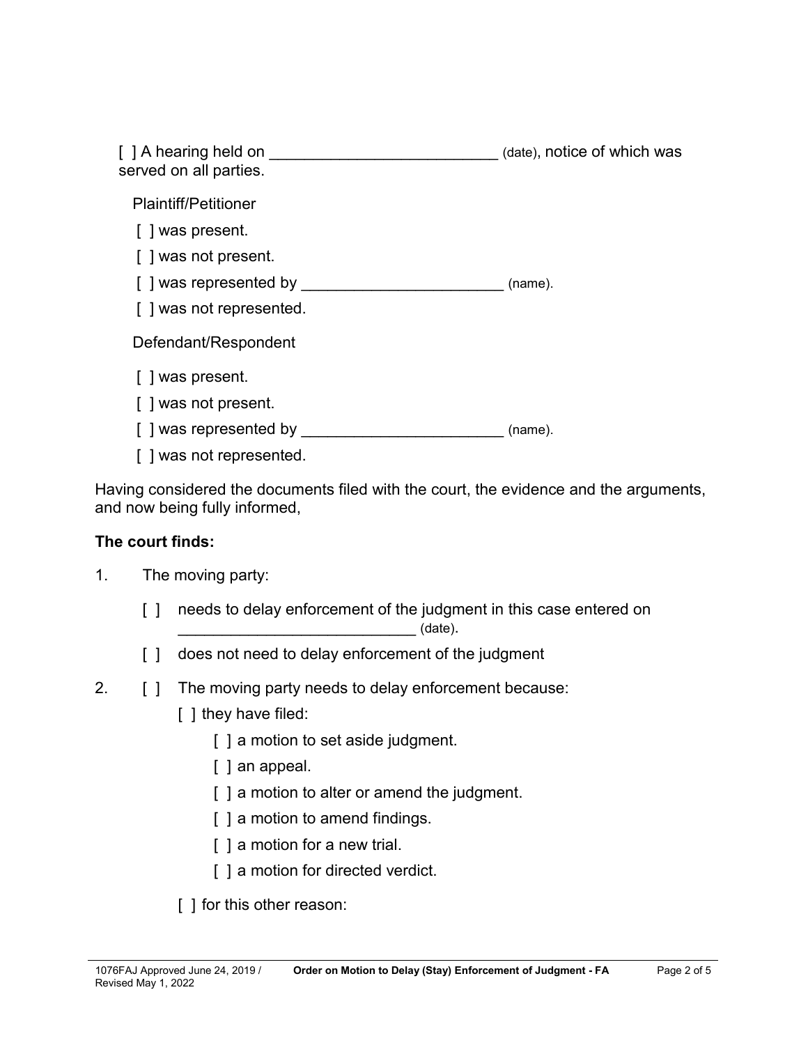[ ] A hearing held on _________________________ (date), notice of which was served on all parties.

Plaintiff/Petitioner

[ ] was present.

[ ] was not present.

[ ] was represented by _______________________ (name).

[ ] was not represented.

Defendant/Respondent

[ ] was present.

[ ] was not present.

[ ] was represented by _______________________ (name).

[ ] was not represented.

Having considered the documents filed with the court, the evidence and the arguments, and now being fully informed,

**The court finds:**

1. The moving party:

   [ ] needs to delay enforcement of the judgment in this case entered on ___________________________ (date).

   [ ] does not need to delay enforcement of the judgment

2. [ ] The moving party needs to delay enforcement because:

   [ ] they have filed:

   - [ ] a motion to set aside judgment.
   - [ ] an appeal.
   - [ ] a motion to alter or amend the judgment.
   - [ ] a motion to amend findings.
   - [ ] a motion for a new trial.
   - [ ] a motion for directed verdict.

   [ ] for this other reason: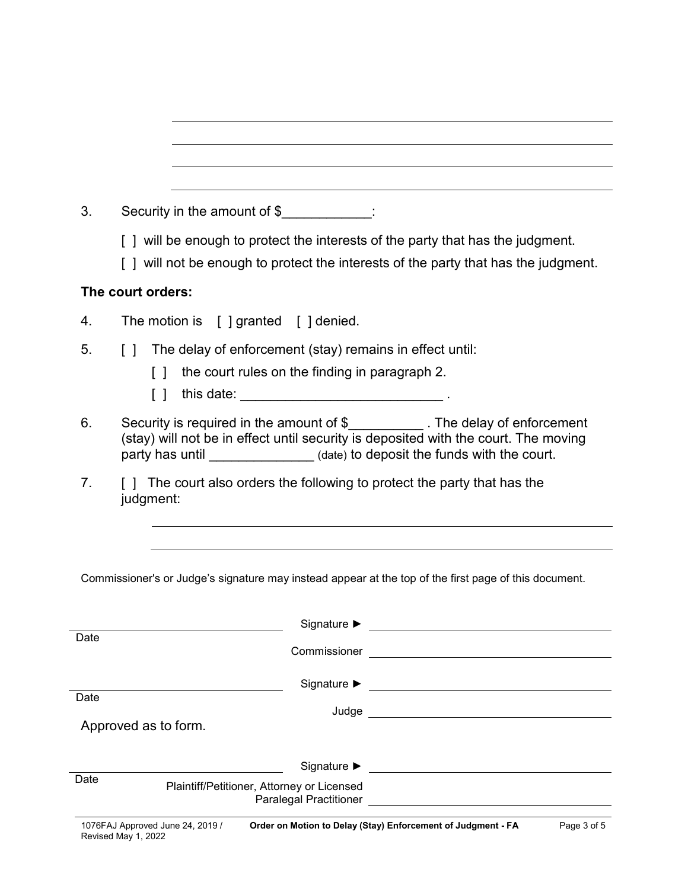\_\_\_\_\_\_\_\_\_\_\_\_\_\_\_\_\_\_\_\_\_\_\_\_\_\_\_\_\_\_\_\_\_\_\_\_\_\_\_\_

\_\_\_\_\_\_\_\_\_\_\_\_\_\_\_\_\_\_\_\_\_\_\_\_\_\_\_\_\_\_\_\_\_\_\_\_\_\_\_\_

\_\_\_\_\_\_\_\_\_\_\_\_\_\_\_\_\_\_\_\_\_\_\_\_\_\_\_\_\_\_\_\_\_\_\_\_\_\_\_\_

\_\_\_\_\_\_\_\_\_\_\_\_\_\_\_\_\_\_\_\_\_\_\_\_\_\_\_\_\_\_\_\_\_\_\_\_\_\_\_\_

3. Security in the amount of $\_\_\_\_\_\_\_\_\_\_\_\_:

   [ ] will be enough to protect the interests of the party that has the judgment.

   [ ] will not be enough to protect the interests of the party that has the judgment.

**The court orders:**

4. The motion is [ ] granted [ ] denied.

5. [ ] The delay of enforcement (stay) remains in effect until:

   [ ] the court rules on the finding in paragraph 2.

   [ ] this date: \_\_\_\_\_\_\_\_\_\_\_\_\_\_\_\_\_\_\_\_\_\_\_\_\_\_\_ .

6. Security is required in the amount of $\_\_\_\_\_\_\_\_\_\_ . The delay of enforcement (stay) will not be in effect until security is deposited with the court. The moving party has until \_\_\_\_\_\_\_\_\_\_\_\_\_\_ (date) to deposit the funds with the court.

7. [ ] The court also orders the following to protect the party that has the judgment:

   \_\_\_\_\_\_\_\_\_\_\_\_\_\_\_\_\_\_\_\_\_\_\_\_\_\_\_\_\_\_\_\_\_\_\_\_\_\_\_\_

   \_\_\_\_\_\_\_\_\_\_\_\_\_\_\_\_\_\_\_\_\_\_\_\_\_\_\_\_\_\_\_\_\_\_\_\_\_\_\_\_

Commissioner's or Judge's signature may instead appear at the top of the first page of this document.

\_\_\_\_\_\_\_\_\_\_\_\_\_\_\_\_\_\_\_\_ Signature ► \_\_\_\_\_\_\_\_\_\_\_\_\_\_\_\_\_\_\_\_
Date

Commissioner \_\_\_\_\_\_\_\_\_\_\_\_\_\_\_\_\_\_\_\_

\_\_\_\_\_\_\_\_\_\_\_\_\_\_\_\_\_\_\_\_ Signature ► \_\_\_\_\_\_\_\_\_\_\_\_\_\_\_\_\_\_\_\_
Date

Judge \_\_\_\_\_\_\_\_\_\_\_\_\_\_\_\_\_\_\_\_

Approved as to form.

\_\_\_\_\_\_\_\_\_\_\_\_\_\_\_\_\_\_\_\_ Signature ► \_\_\_\_\_\_\_\_\_\_\_\_\_\_\_\_\_\_\_\_
Date

Plaintiff/Petitioner, Attorney or Licensed Paralegal Practitioner \_\_\_\_\_\_\_\_\_\_\_\_\_\_\_\_\_\_\_\_

1076FAJ Approved June 24, 2019 / Revised May 1, 2022 — Order on Motion to Delay (Stay) Enforcement of Judgment - FA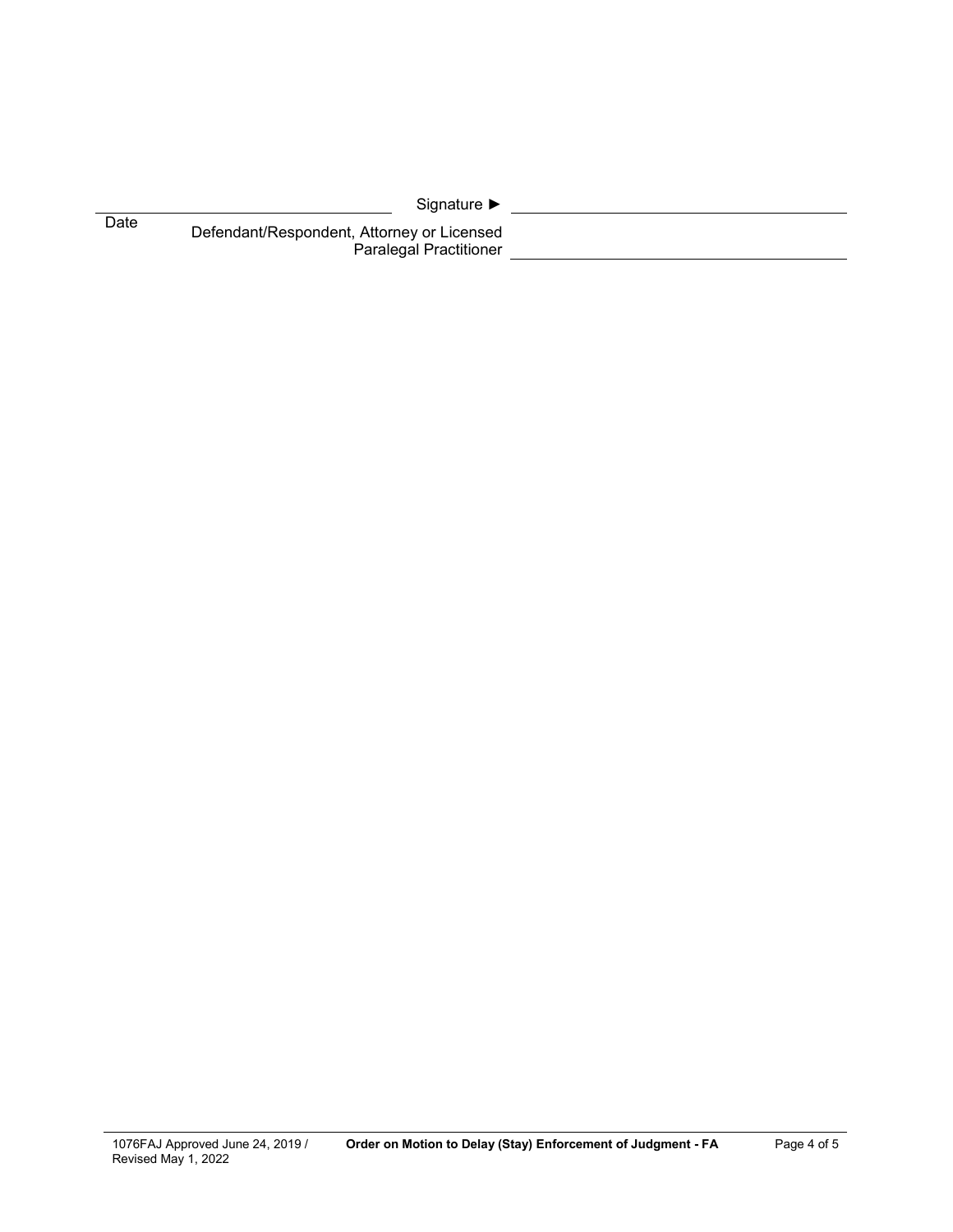_______________________ Signature ► _______________________

Date

Defendant/Respondent, Attorney or Licensed Paralegal Practitioner _______________________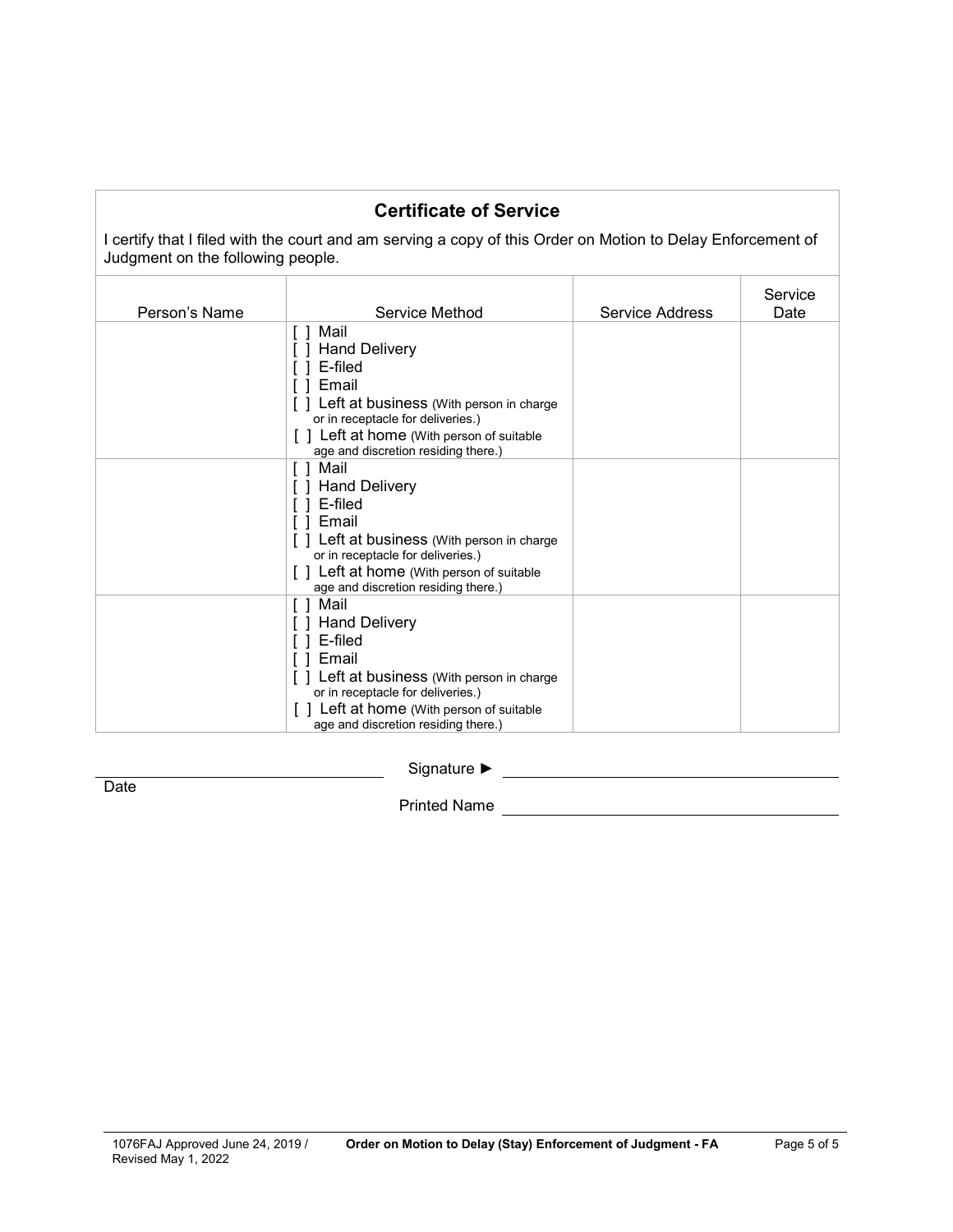## Certificate of Service

I certify that I filed with the court and am serving a copy of this Order on Motion to Delay Enforcement of Judgment on the following people.

| Person's Name | Service Method | Service Address | Service Date |
|---|---|---|---|
| | [ ] Mail<br>[ ] Hand Delivery<br>[ ] E-filed<br>[ ] Email<br>[ ] Left at business (With person in charge or in receptacle for deliveries.)<br>[ ] Left at home (With person of suitable age and discretion residing there.) | | |
| | [ ] Mail<br>[ ] Hand Delivery<br>[ ] E-filed<br>[ ] Email<br>[ ] Left at business (With person in charge or in receptacle for deliveries.)<br>[ ] Left at home (With person of suitable age and discretion residing there.) | | |
| | [ ] Mail<br>[ ] Hand Delivery<br>[ ] E-filed<br>[ ] Email<br>[ ] Left at business (With person in charge or in receptacle for deliveries.)<br>[ ] Left at home (With person of suitable age and discretion residing there.) | | |

_______________________________ Signature ► _______________________________

Date

Printed Name _______________________________

1076FAJ Approved June 24, 2019 / Revised May 1, 2022 — **Order on Motion to Delay (Stay) Enforcement of Judgment - FA**